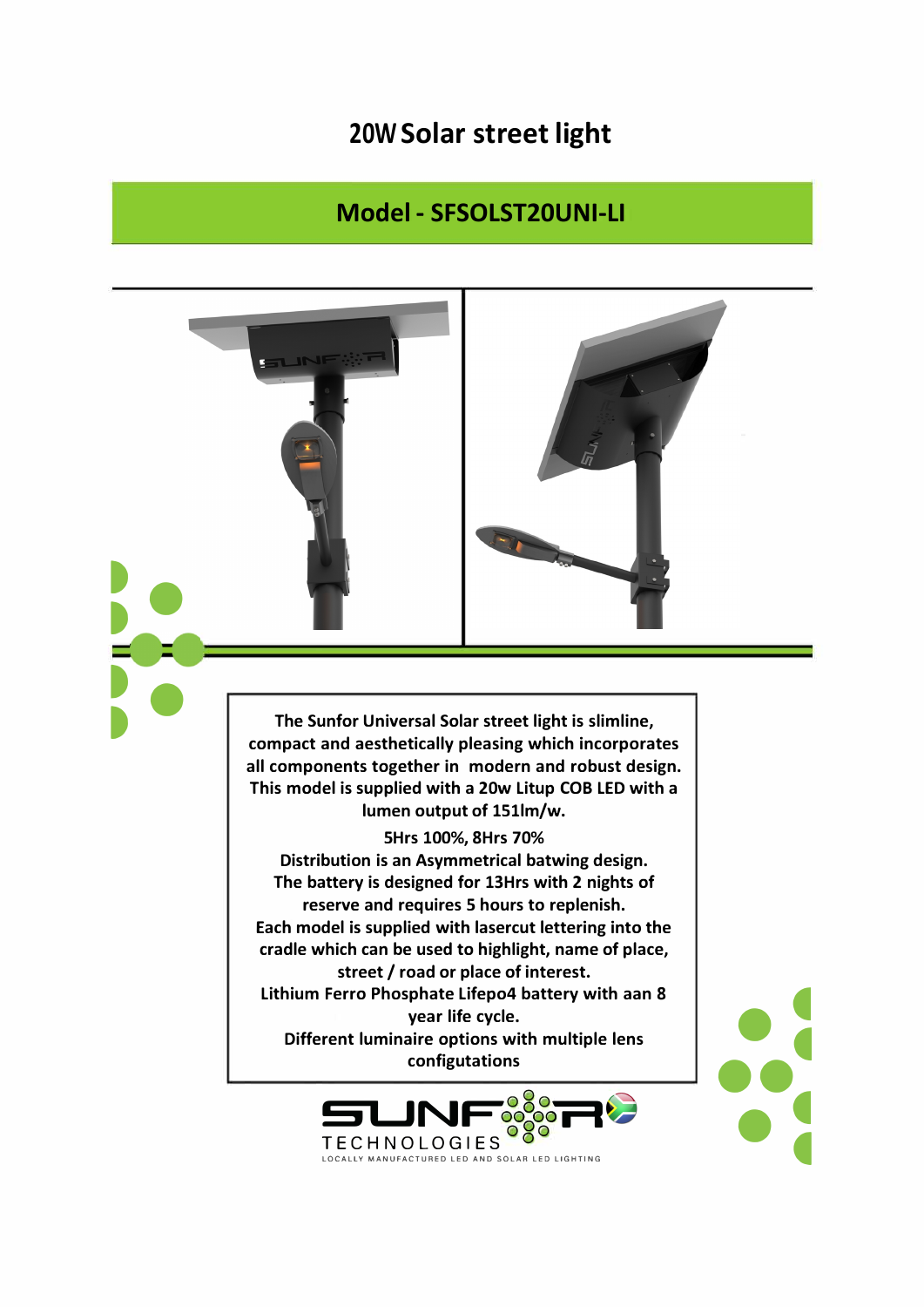# 20W Solar street light

## Model - SFSOLST20UNI-LI

The Sunfor Universal Solar street light is slimline, compact and aesthetically pleasing which incorporates all components together in modern and robust design. This model is supplied with a 20w Litup COB LED with a lumen output of 151lm/w.

5Hrs 100%, 8Hrs 70%

Distribution is an Asymmetrical batwing design.

The battery is designed for 13Hrs with 2 nights of reserve and requires 5 hours to replenish.

Each model is supplied with lasercut lettering into the cradle which can be used to highlight, name of place, street / road or place of interest.

Lithium Ferro Phosphate Lifepo4 battery with aan 8 year life cycle.

Different luminaire options with multiple lens configutations

SUNFOR TECHNOLOGIES

LOCALLY MANUFACTURED LED AND SOLAR LED LIGHTING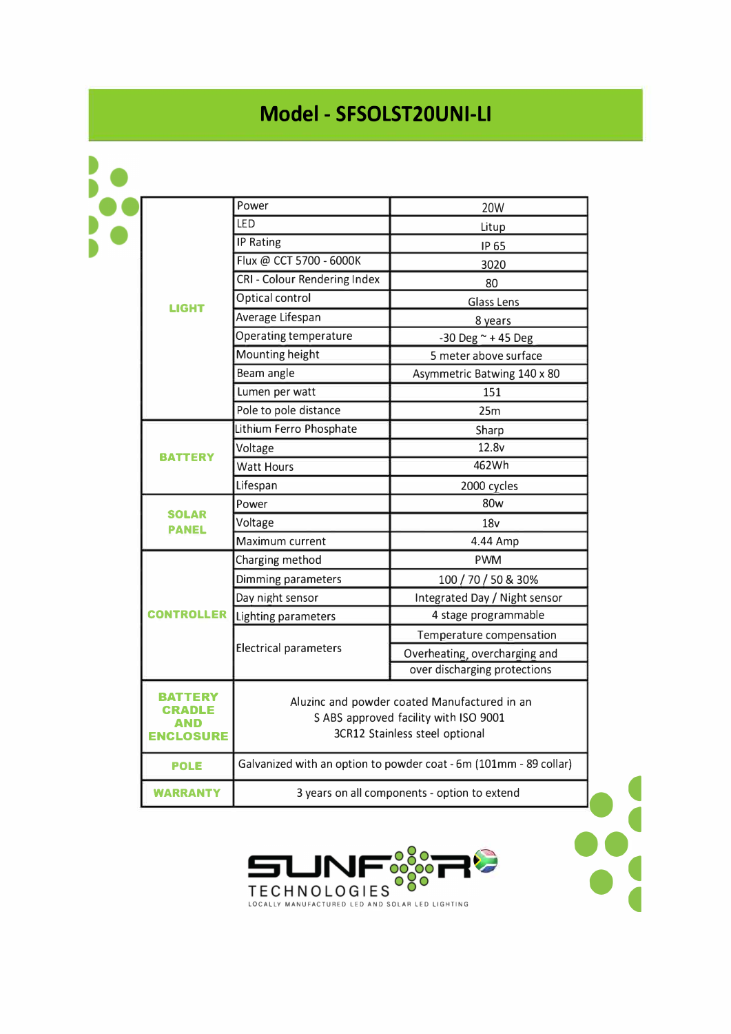# Model - SFSOLST20UNI-LI

| | | |
|---|---|---|
| **LIGHT** | Power | 20W |
| | LED | Litup |
| | IP Rating | IP 65 |
| | Flux @ CCT 5700 - 6000K | 3020 |
| | CRI - Colour Rendering Index | 80 |
| | Optical control | Glass Lens |
| | Average Lifespan | 8 years |
| | Operating temperature | -30 Deg ~ + 45 Deg |
| | Mounting height | 5 meter above surface |
| | Beam angle | Asymmetric Batwing 140 x 80 |
| | Lumen per watt | 151 |
| | Pole to pole distance | 25m |
| **BATTERY** | Lithium Ferro Phosphate | Sharp |
| | Voltage | 12.8v |
| | Watt Hours | 462Wh |
| | Lifespan | 2000 cycles |
| **SOLAR PANEL** | Power | 80w |
| | Voltage | 18v |
| | Maximum current | 4.44 Amp |
| **CONTROLLER** | Charging method | PWM |
| | Dimming parameters | 100 / 70 / 50 & 30% |
| | Day night sensor | Integrated Day / Night sensor |
| | Lighting parameters | 4 stage programmable |
| | Electrical parameters | Temperature compensation |
| | | Overheating, overcharging and over discharging protections |
| **BATTERY CRADLE AND ENCLOSURE** | Aluzinc and powder coated Manufactured in an S ABS approved facility with ISO 9001 3CR12 Stainless steel optional | |
| **POLE** | Galvanized with an option to powder coat - 6m (101mm - 89 collar) | |
| **WARRANTY** | 3 years on all components - option to extend | |

SUNFOR TECHNOLOGIES

LOCALLY MANUFACTURED LED AND SOLAR LED LIGHTING